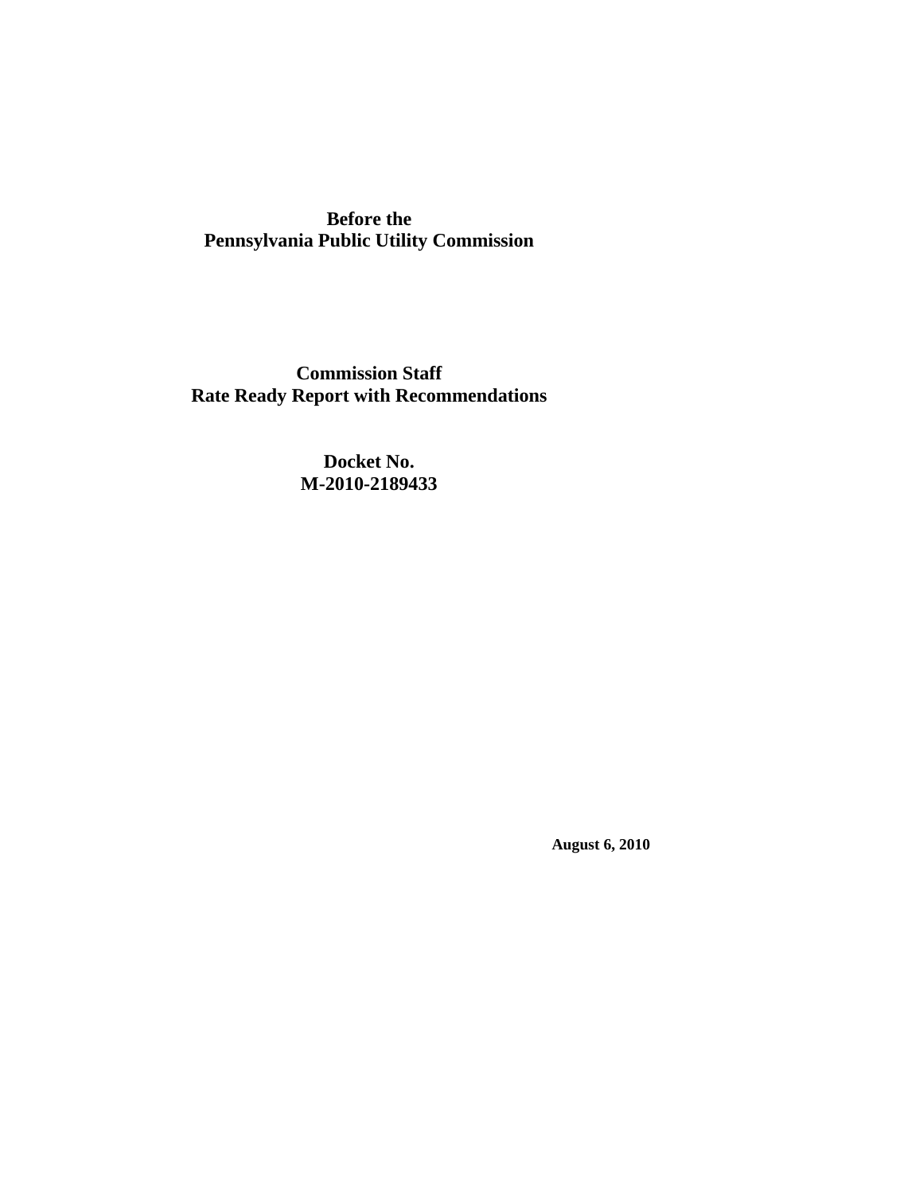**Before the**
**Pennsylvania Public Utility Commission**

# Commission Staff
# Rate Ready Report with Recommendations

**Docket No.**
**M-2010-2189433**

**August 6, 2010**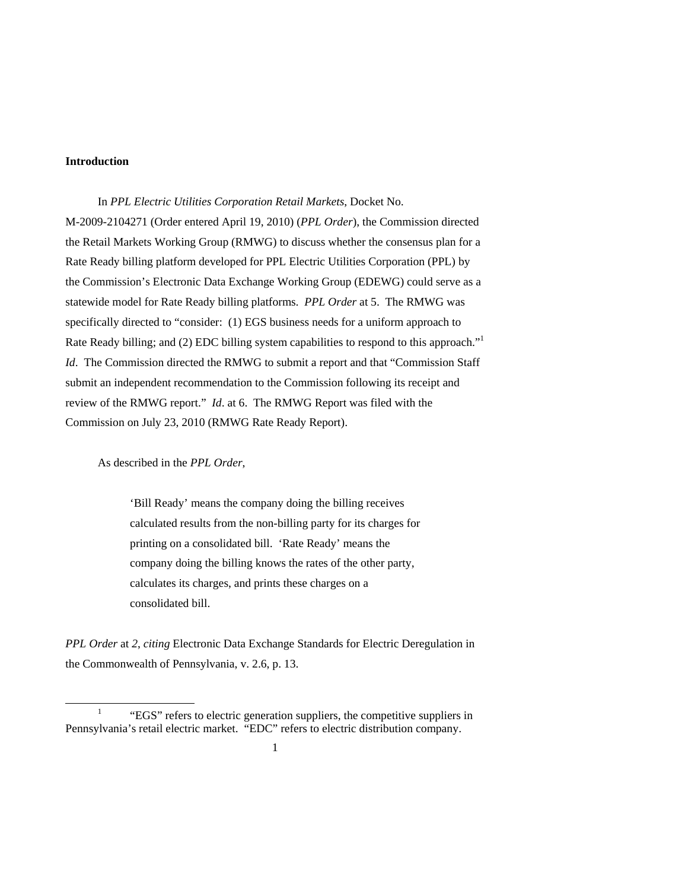**Introduction**

In *PPL Electric Utilities Corporation Retail Markets*, Docket No. M-2009-2104271 (Order entered April 19, 2010) (*PPL Order*), the Commission directed the Retail Markets Working Group (RMWG) to discuss whether the consensus plan for a Rate Ready billing platform developed for PPL Electric Utilities Corporation (PPL) by the Commission's Electronic Data Exchange Working Group (EDEWG) could serve as a statewide model for Rate Ready billing platforms. *PPL Order* at 5. The RMWG was specifically directed to "consider: (1) EGS business needs for a uniform approach to Rate Ready billing; and (2) EDC billing system capabilities to respond to this approach."[1] *Id*. The Commission directed the RMWG to submit a report and that "Commission Staff submit an independent recommendation to the Commission following its receipt and review of the RMWG report." *Id*. at 6. The RMWG Report was filed with the Commission on July 23, 2010 (RMWG Rate Ready Report).

As described in the *PPL Order*,

> 'Bill Ready' means the company doing the billing receives calculated results from the non-billing party for its charges for printing on a consolidated bill. 'Rate Ready' means the company doing the billing knows the rates of the other party, calculates its charges, and prints these charges on a consolidated bill.

*PPL Order* at *2*, *citing* Electronic Data Exchange Standards for Electric Deregulation in the Commonwealth of Pennsylvania, v. 2.6, p. 13.

---

[1] "EGS" refers to electric generation suppliers, the competitive suppliers in Pennsylvania's retail electric market. "EDC" refers to electric distribution company.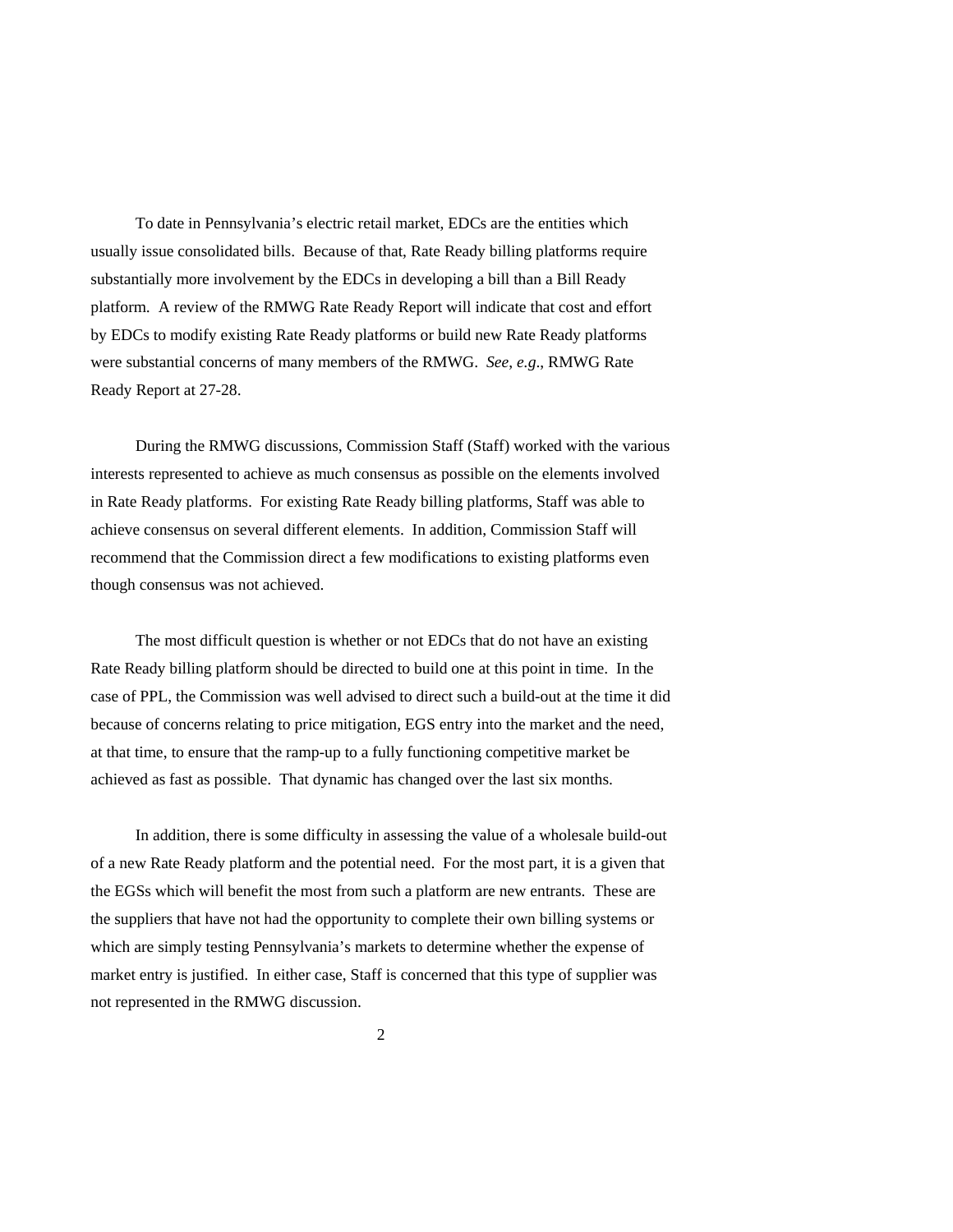To date in Pennsylvania's electric retail market, EDCs are the entities which usually issue consolidated bills. Because of that, Rate Ready billing platforms require substantially more involvement by the EDCs in developing a bill than a Bill Ready platform. A review of the RMWG Rate Ready Report will indicate that cost and effort by EDCs to modify existing Rate Ready platforms or build new Rate Ready platforms were substantial concerns of many members of the RMWG. *See*, *e.g*., RMWG Rate Ready Report at 27-28.

During the RMWG discussions, Commission Staff (Staff) worked with the various interests represented to achieve as much consensus as possible on the elements involved in Rate Ready platforms. For existing Rate Ready billing platforms, Staff was able to achieve consensus on several different elements. In addition, Commission Staff will recommend that the Commission direct a few modifications to existing platforms even though consensus was not achieved.

The most difficult question is whether or not EDCs that do not have an existing Rate Ready billing platform should be directed to build one at this point in time. In the case of PPL, the Commission was well advised to direct such a build-out at the time it did because of concerns relating to price mitigation, EGS entry into the market and the need, at that time, to ensure that the ramp-up to a fully functioning competitive market be achieved as fast as possible. That dynamic has changed over the last six months.

In addition, there is some difficulty in assessing the value of a wholesale build-out of a new Rate Ready platform and the potential need. For the most part, it is a given that the EGSs which will benefit the most from such a platform are new entrants. These are the suppliers that have not had the opportunity to complete their own billing systems or which are simply testing Pennsylvania's markets to determine whether the expense of market entry is justified. In either case, Staff is concerned that this type of supplier was not represented in the RMWG discussion.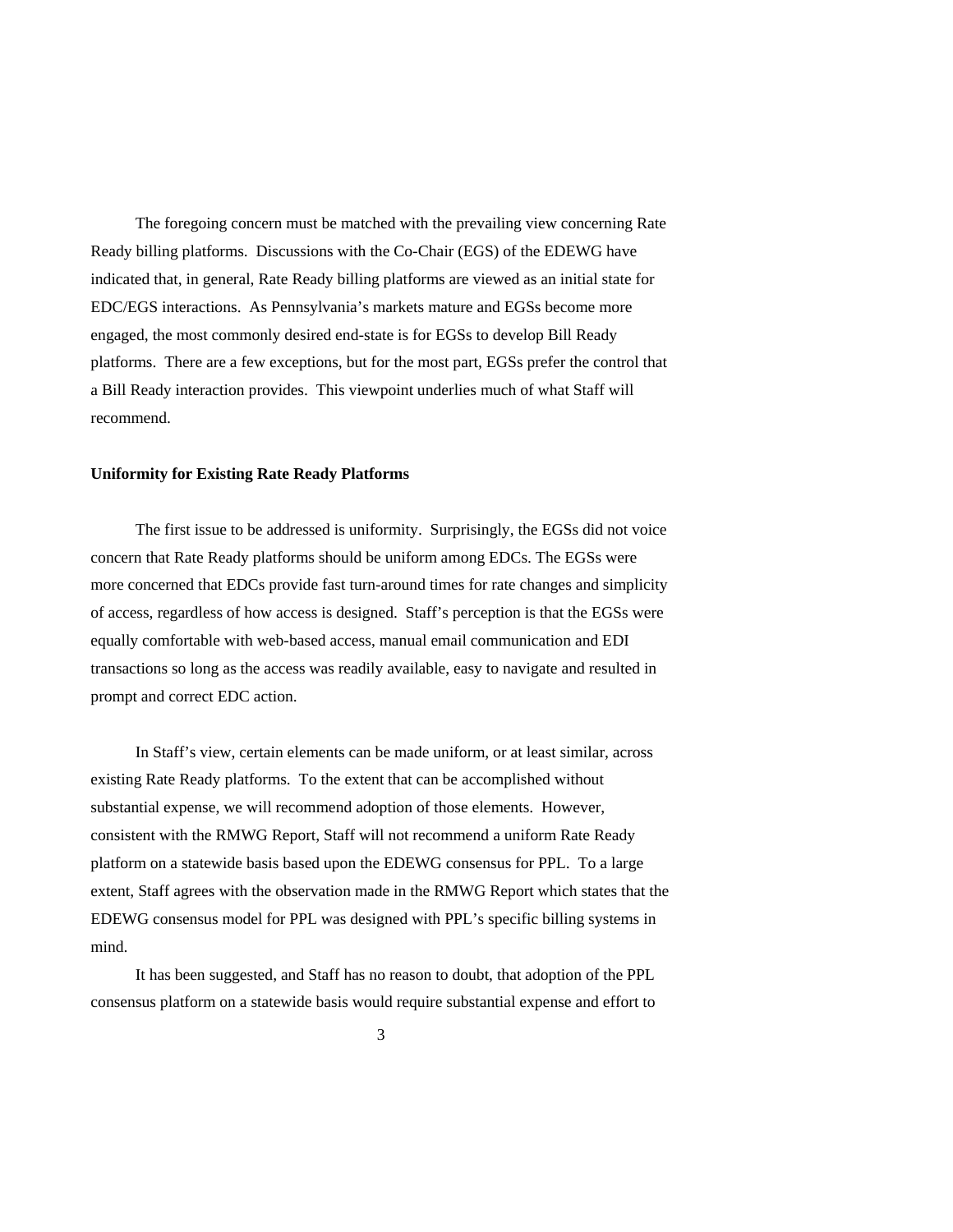The foregoing concern must be matched with the prevailing view concerning Rate Ready billing platforms. Discussions with the Co-Chair (EGS) of the EDEWG have indicated that, in general, Rate Ready billing platforms are viewed as an initial state for EDC/EGS interactions. As Pennsylvania's markets mature and EGSs become more engaged, the most commonly desired end-state is for EGSs to develop Bill Ready platforms. There are a few exceptions, but for the most part, EGSs prefer the control that a Bill Ready interaction provides. This viewpoint underlies much of what Staff will recommend.

**Uniformity for Existing Rate Ready Platforms**

The first issue to be addressed is uniformity. Surprisingly, the EGSs did not voice concern that Rate Ready platforms should be uniform among EDCs. The EGSs were more concerned that EDCs provide fast turn-around times for rate changes and simplicity of access, regardless of how access is designed. Staff's perception is that the EGSs were equally comfortable with web-based access, manual email communication and EDI transactions so long as the access was readily available, easy to navigate and resulted in prompt and correct EDC action.

In Staff's view, certain elements can be made uniform, or at least similar, across existing Rate Ready platforms. To the extent that can be accomplished without substantial expense, we will recommend adoption of those elements. However, consistent with the RMWG Report, Staff will not recommend a uniform Rate Ready platform on a statewide basis based upon the EDEWG consensus for PPL. To a large extent, Staff agrees with the observation made in the RMWG Report which states that the EDEWG consensus model for PPL was designed with PPL's specific billing systems in mind.

It has been suggested, and Staff has no reason to doubt, that adoption of the PPL consensus platform on a statewide basis would require substantial expense and effort to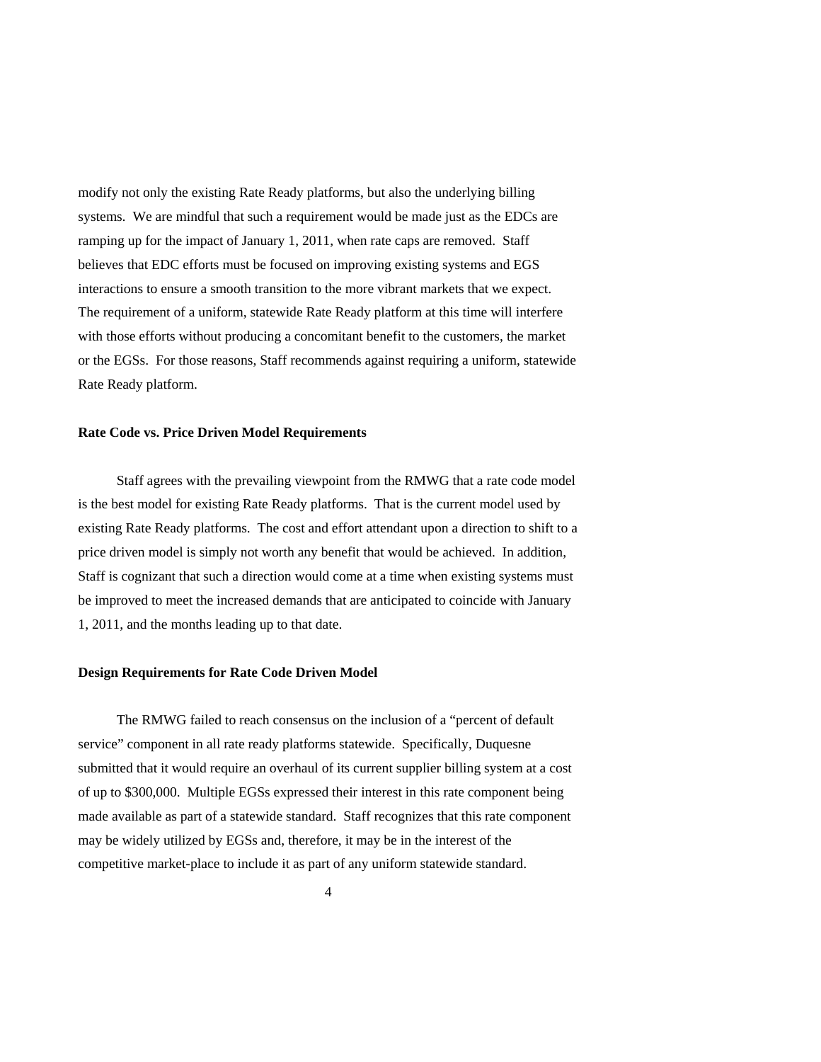modify not only the existing Rate Ready platforms, but also the underlying billing systems. We are mindful that such a requirement would be made just as the EDCs are ramping up for the impact of January 1, 2011, when rate caps are removed. Staff believes that EDC efforts must be focused on improving existing systems and EGS interactions to ensure a smooth transition to the more vibrant markets that we expect. The requirement of a uniform, statewide Rate Ready platform at this time will interfere with those efforts without producing a concomitant benefit to the customers, the market or the EGSs. For those reasons, Staff recommends against requiring a uniform, statewide Rate Ready platform.

**Rate Code vs. Price Driven Model Requirements**

Staff agrees with the prevailing viewpoint from the RMWG that a rate code model is the best model for existing Rate Ready platforms. That is the current model used by existing Rate Ready platforms. The cost and effort attendant upon a direction to shift to a price driven model is simply not worth any benefit that would be achieved. In addition, Staff is cognizant that such a direction would come at a time when existing systems must be improved to meet the increased demands that are anticipated to coincide with January 1, 2011, and the months leading up to that date.

**Design Requirements for Rate Code Driven Model**

The RMWG failed to reach consensus on the inclusion of a "percent of default service" component in all rate ready platforms statewide. Specifically, Duquesne submitted that it would require an overhaul of its current supplier billing system at a cost of up to $300,000. Multiple EGSs expressed their interest in this rate component being made available as part of a statewide standard. Staff recognizes that this rate component may be widely utilized by EGSs and, therefore, it may be in the interest of the competitive market-place to include it as part of any uniform statewide standard.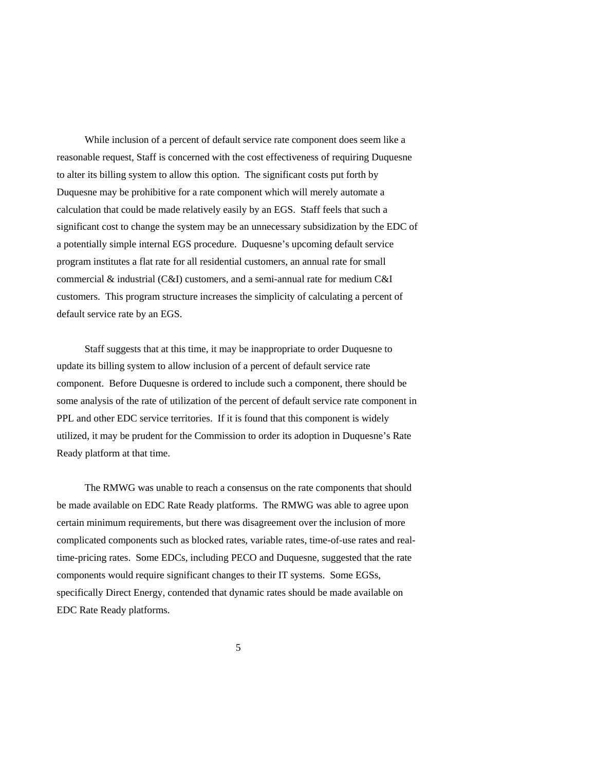While inclusion of a percent of default service rate component does seem like a reasonable request, Staff is concerned with the cost effectiveness of requiring Duquesne to alter its billing system to allow this option. The significant costs put forth by Duquesne may be prohibitive for a rate component which will merely automate a calculation that could be made relatively easily by an EGS. Staff feels that such a significant cost to change the system may be an unnecessary subsidization by the EDC of a potentially simple internal EGS procedure. Duquesne's upcoming default service program institutes a flat rate for all residential customers, an annual rate for small commercial & industrial (C&I) customers, and a semi-annual rate for medium C&I customers. This program structure increases the simplicity of calculating a percent of default service rate by an EGS.

Staff suggests that at this time, it may be inappropriate to order Duquesne to update its billing system to allow inclusion of a percent of default service rate component. Before Duquesne is ordered to include such a component, there should be some analysis of the rate of utilization of the percent of default service rate component in PPL and other EDC service territories. If it is found that this component is widely utilized, it may be prudent for the Commission to order its adoption in Duquesne's Rate Ready platform at that time.

The RMWG was unable to reach a consensus on the rate components that should be made available on EDC Rate Ready platforms. The RMWG was able to agree upon certain minimum requirements, but there was disagreement over the inclusion of more complicated components such as blocked rates, variable rates, time-of-use rates and real-time-pricing rates. Some EDCs, including PECO and Duquesne, suggested that the rate components would require significant changes to their IT systems. Some EGSs, specifically Direct Energy, contended that dynamic rates should be made available on EDC Rate Ready platforms.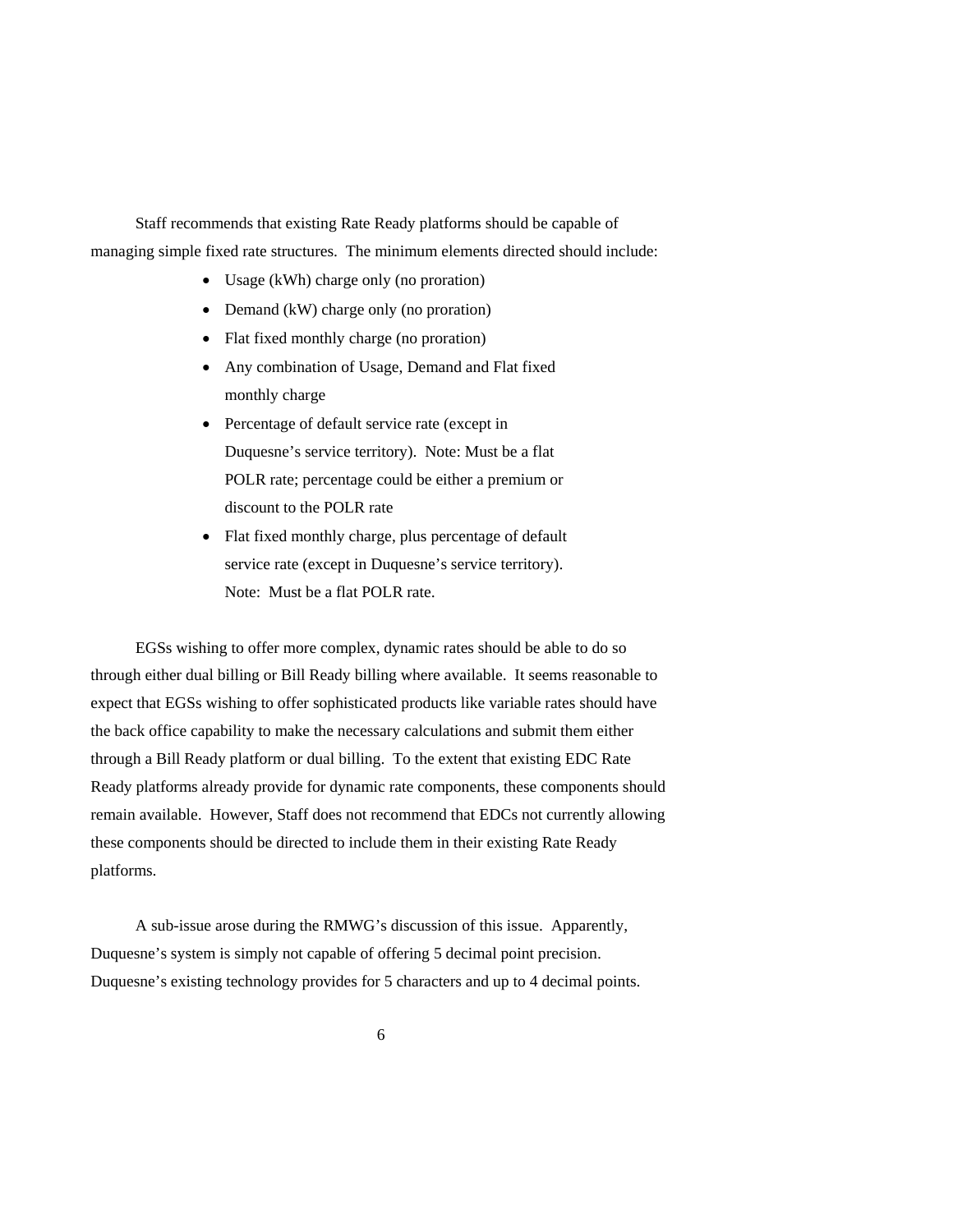Staff recommends that existing Rate Ready platforms should be capable of managing simple fixed rate structures. The minimum elements directed should include:

- Usage (kWh) charge only (no proration)
- Demand (kW) charge only (no proration)
- Flat fixed monthly charge (no proration)
- Any combination of Usage, Demand and Flat fixed monthly charge
- Percentage of default service rate (except in Duquesne's service territory). Note: Must be a flat POLR rate; percentage could be either a premium or discount to the POLR rate
- Flat fixed monthly charge, plus percentage of default service rate (except in Duquesne's service territory). Note: Must be a flat POLR rate.

EGSs wishing to offer more complex, dynamic rates should be able to do so through either dual billing or Bill Ready billing where available. It seems reasonable to expect that EGSs wishing to offer sophisticated products like variable rates should have the back office capability to make the necessary calculations and submit them either through a Bill Ready platform or dual billing. To the extent that existing EDC Rate Ready platforms already provide for dynamic rate components, these components should remain available. However, Staff does not recommend that EDCs not currently allowing these components should be directed to include them in their existing Rate Ready platforms.

A sub-issue arose during the RMWG's discussion of this issue. Apparently, Duquesne's system is simply not capable of offering 5 decimal point precision. Duquesne's existing technology provides for 5 characters and up to 4 decimal points.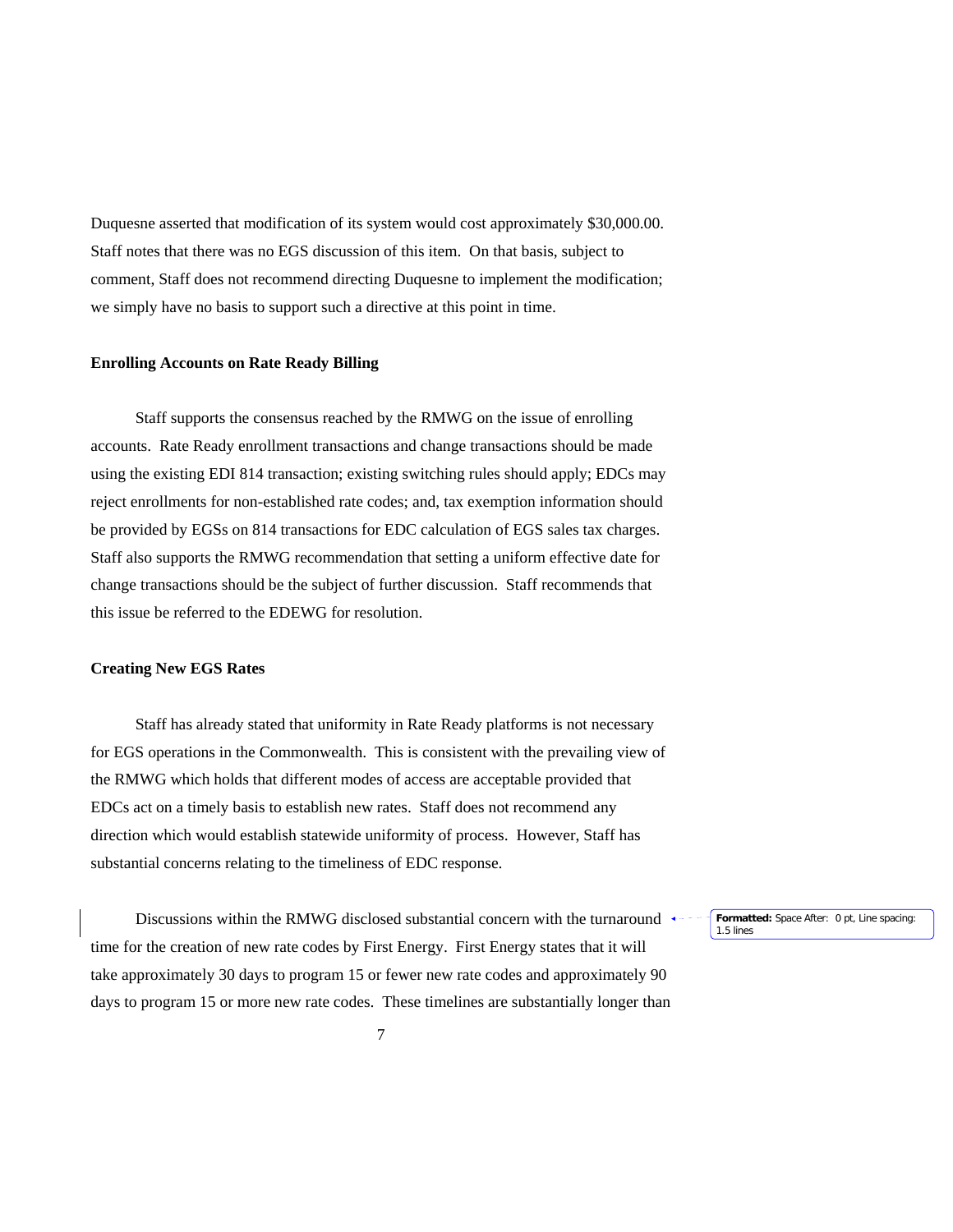Duquesne asserted that modification of its system would cost approximately $30,000.00. Staff notes that there was no EGS discussion of this item. On that basis, subject to comment, Staff does not recommend directing Duquesne to implement the modification; we simply have no basis to support such a directive at this point in time.

**Enrolling Accounts on Rate Ready Billing**

Staff supports the consensus reached by the RMWG on the issue of enrolling accounts. Rate Ready enrollment transactions and change transactions should be made using the existing EDI 814 transaction; existing switching rules should apply; EDCs may reject enrollments for non-established rate codes; and, tax exemption information should be provided by EGSs on 814 transactions for EDC calculation of EGS sales tax charges. Staff also supports the RMWG recommendation that setting a uniform effective date for change transactions should be the subject of further discussion. Staff recommends that this issue be referred to the EDEWG for resolution.

**Creating New EGS Rates**

Staff has already stated that uniformity in Rate Ready platforms is not necessary for EGS operations in the Commonwealth. This is consistent with the prevailing view of the RMWG which holds that different modes of access are acceptable provided that EDCs act on a timely basis to establish new rates. Staff does not recommend any direction which would establish statewide uniformity of process. However, Staff has substantial concerns relating to the timeliness of EDC response.

Discussions within the RMWG disclosed substantial concern with the turnaround time for the creation of new rate codes by First Energy. First Energy states that it will take approximately 30 days to program 15 or fewer new rate codes and approximately 90 days to program 15 or more new rate codes. These timelines are substantially longer than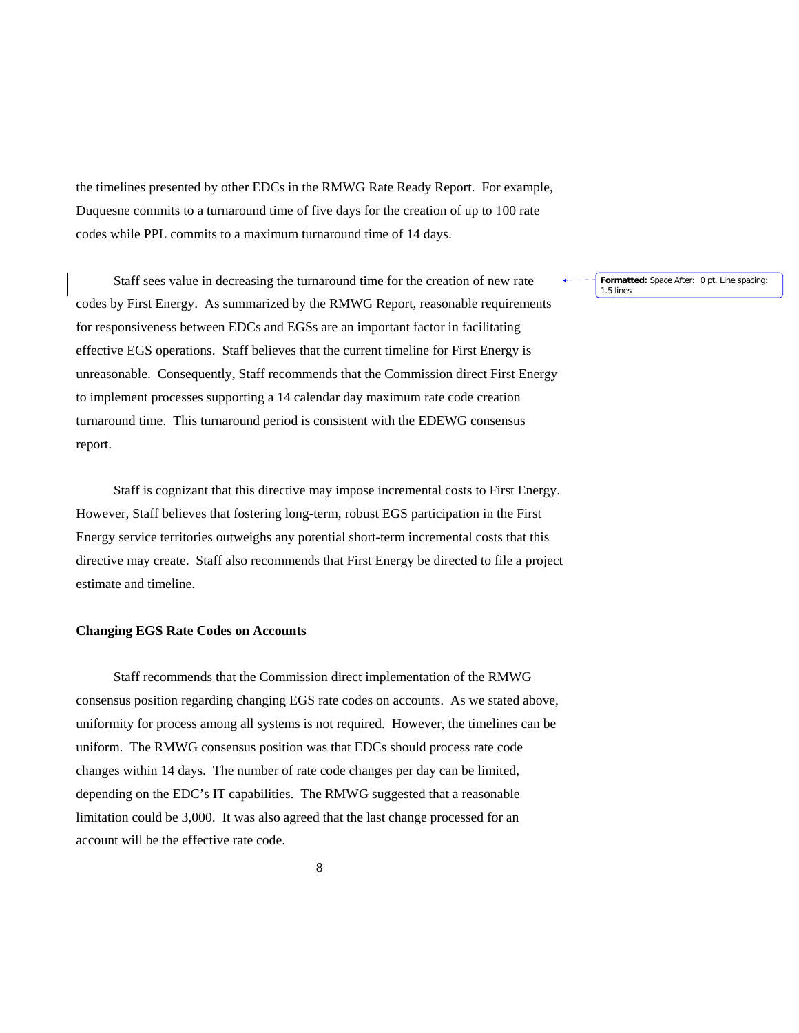the timelines presented by other EDCs in the RMWG Rate Ready Report. For example, Duquesne commits to a turnaround time of five days for the creation of up to 100 rate codes while PPL commits to a maximum turnaround time of 14 days.

Staff sees value in decreasing the turnaround time for the creation of new rate codes by First Energy. As summarized by the RMWG Report, reasonable requirements for responsiveness between EDCs and EGSs are an important factor in facilitating effective EGS operations. Staff believes that the current timeline for First Energy is unreasonable. Consequently, Staff recommends that the Commission direct First Energy to implement processes supporting a 14 calendar day maximum rate code creation turnaround time. This turnaround period is consistent with the EDEWG consensus report.

Staff is cognizant that this directive may impose incremental costs to First Energy. However, Staff believes that fostering long-term, robust EGS participation in the First Energy service territories outweighs any potential short-term incremental costs that this directive may create. Staff also recommends that First Energy be directed to file a project estimate and timeline.

**Changing EGS Rate Codes on Accounts**

Staff recommends that the Commission direct implementation of the RMWG consensus position regarding changing EGS rate codes on accounts. As we stated above, uniformity for process among all systems is not required. However, the timelines can be uniform. The RMWG consensus position was that EDCs should process rate code changes within 14 days. The number of rate code changes per day can be limited, depending on the EDC's IT capabilities. The RMWG suggested that a reasonable limitation could be 3,000. It was also agreed that the last change processed for an account will be the effective rate code.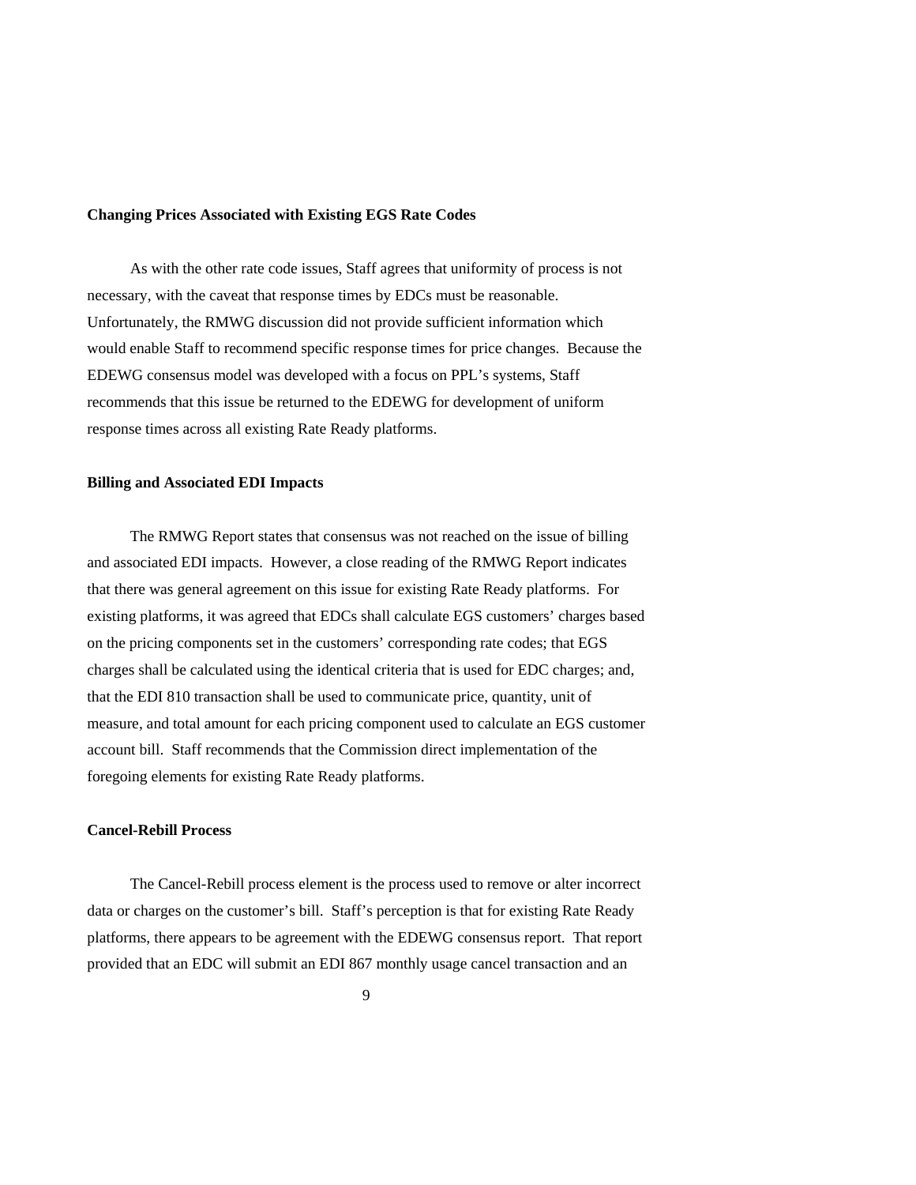**Changing Prices Associated with Existing EGS Rate Codes**

As with the other rate code issues, Staff agrees that uniformity of process is not necessary, with the caveat that response times by EDCs must be reasonable. Unfortunately, the RMWG discussion did not provide sufficient information which would enable Staff to recommend specific response times for price changes. Because the EDEWG consensus model was developed with a focus on PPL's systems, Staff recommends that this issue be returned to the EDEWG for development of uniform response times across all existing Rate Ready platforms.

**Billing and Associated EDI Impacts**

The RMWG Report states that consensus was not reached on the issue of billing and associated EDI impacts. However, a close reading of the RMWG Report indicates that there was general agreement on this issue for existing Rate Ready platforms. For existing platforms, it was agreed that EDCs shall calculate EGS customers' charges based on the pricing components set in the customers' corresponding rate codes; that EGS charges shall be calculated using the identical criteria that is used for EDC charges; and, that the EDI 810 transaction shall be used to communicate price, quantity, unit of measure, and total amount for each pricing component used to calculate an EGS customer account bill. Staff recommends that the Commission direct implementation of the foregoing elements for existing Rate Ready platforms.

**Cancel-Rebill Process**

The Cancel-Rebill process element is the process used to remove or alter incorrect data or charges on the customer's bill. Staff's perception is that for existing Rate Ready platforms, there appears to be agreement with the EDEWG consensus report. That report provided that an EDC will submit an EDI 867 monthly usage cancel transaction and an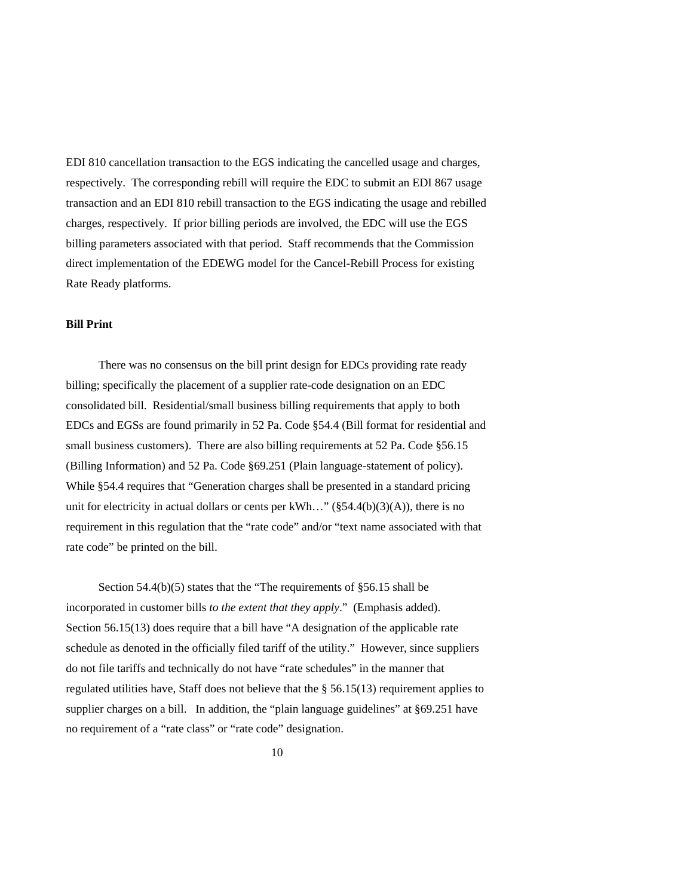EDI 810 cancellation transaction to the EGS indicating the cancelled usage and charges, respectively. The corresponding rebill will require the EDC to submit an EDI 867 usage transaction and an EDI 810 rebill transaction to the EGS indicating the usage and rebilled charges, respectively. If prior billing periods are involved, the EDC will use the EGS billing parameters associated with that period. Staff recommends that the Commission direct implementation of the EDEWG model for the Cancel-Rebill Process for existing Rate Ready platforms.

**Bill Print**

There was no consensus on the bill print design for EDCs providing rate ready billing; specifically the placement of a supplier rate-code designation on an EDC consolidated bill. Residential/small business billing requirements that apply to both EDCs and EGSs are found primarily in 52 Pa. Code §54.4 (Bill format for residential and small business customers). There are also billing requirements at 52 Pa. Code §56.15 (Billing Information) and 52 Pa. Code §69.251 (Plain language-statement of policy). While §54.4 requires that "Generation charges shall be presented in a standard pricing unit for electricity in actual dollars or cents per kWh…" (§54.4(b)(3)(A)), there is no requirement in this regulation that the "rate code" and/or "text name associated with that rate code" be printed on the bill.

Section 54.4(b)(5) states that the "The requirements of §56.15 shall be incorporated in customer bills *to the extent that they apply*." (Emphasis added). Section 56.15(13) does require that a bill have "A designation of the applicable rate schedule as denoted in the officially filed tariff of the utility." However, since suppliers do not file tariffs and technically do not have "rate schedules" in the manner that regulated utilities have, Staff does not believe that the § 56.15(13) requirement applies to supplier charges on a bill. In addition, the "plain language guidelines" at §69.251 have no requirement of a "rate class" or "rate code" designation.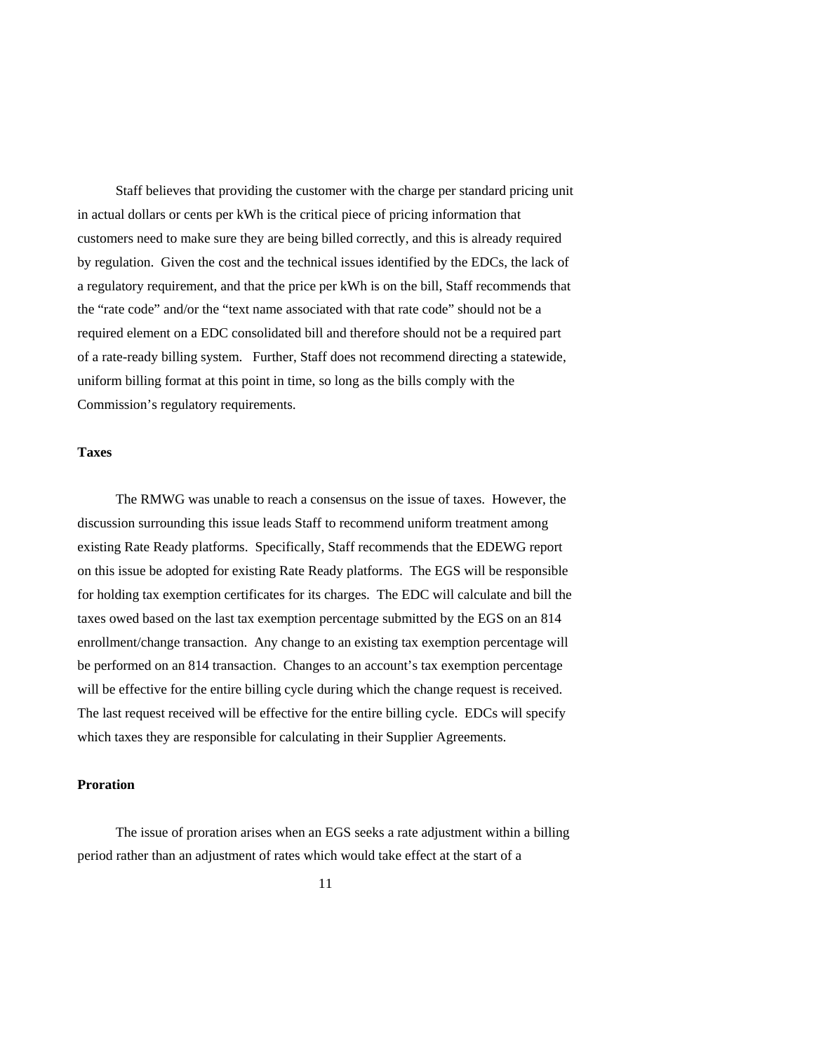Staff believes that providing the customer with the charge per standard pricing unit in actual dollars or cents per kWh is the critical piece of pricing information that customers need to make sure they are being billed correctly, and this is already required by regulation. Given the cost and the technical issues identified by the EDCs, the lack of a regulatory requirement, and that the price per kWh is on the bill, Staff recommends that the "rate code" and/or the "text name associated with that rate code" should not be a required element on a EDC consolidated bill and therefore should not be a required part of a rate-ready billing system. Further, Staff does not recommend directing a statewide, uniform billing format at this point in time, so long as the bills comply with the Commission's regulatory requirements.

**Taxes**

The RMWG was unable to reach a consensus on the issue of taxes. However, the discussion surrounding this issue leads Staff to recommend uniform treatment among existing Rate Ready platforms. Specifically, Staff recommends that the EDEWG report on this issue be adopted for existing Rate Ready platforms. The EGS will be responsible for holding tax exemption certificates for its charges. The EDC will calculate and bill the taxes owed based on the last tax exemption percentage submitted by the EGS on an 814 enrollment/change transaction. Any change to an existing tax exemption percentage will be performed on an 814 transaction. Changes to an account's tax exemption percentage will be effective for the entire billing cycle during which the change request is received. The last request received will be effective for the entire billing cycle. EDCs will specify which taxes they are responsible for calculating in their Supplier Agreements.

**Proration**

The issue of proration arises when an EGS seeks a rate adjustment within a billing period rather than an adjustment of rates which would take effect at the start of a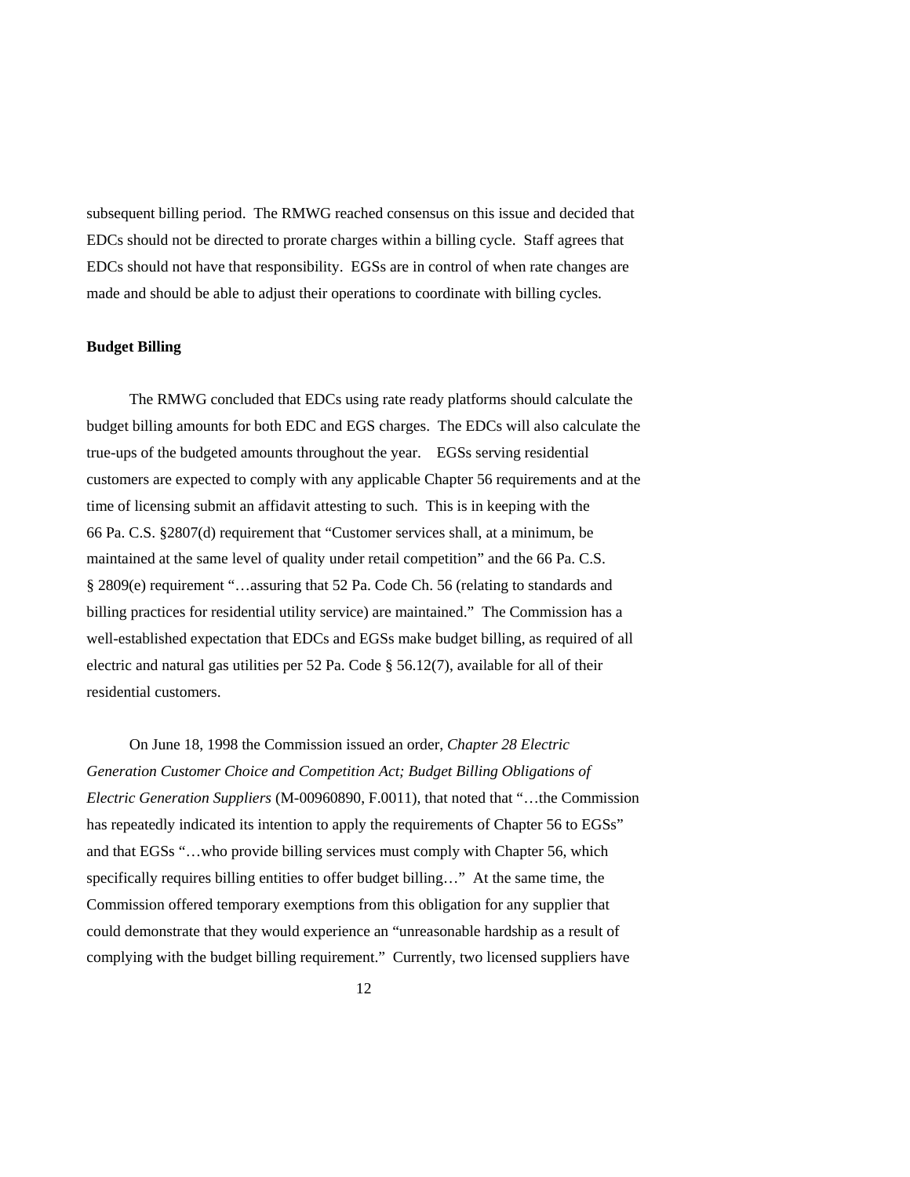subsequent billing period. The RMWG reached consensus on this issue and decided that EDCs should not be directed to prorate charges within a billing cycle. Staff agrees that EDCs should not have that responsibility. EGSs are in control of when rate changes are made and should be able to adjust their operations to coordinate with billing cycles.

**Budget Billing**

The RMWG concluded that EDCs using rate ready platforms should calculate the budget billing amounts for both EDC and EGS charges. The EDCs will also calculate the true-ups of the budgeted amounts throughout the year. EGSs serving residential customers are expected to comply with any applicable Chapter 56 requirements and at the time of licensing submit an affidavit attesting to such. This is in keeping with the 66 Pa. C.S. §2807(d) requirement that "Customer services shall, at a minimum, be maintained at the same level of quality under retail competition" and the 66 Pa. C.S. § 2809(e) requirement "…assuring that 52 Pa. Code Ch. 56 (relating to standards and billing practices for residential utility service) are maintained." The Commission has a well-established expectation that EDCs and EGSs make budget billing, as required of all electric and natural gas utilities per 52 Pa. Code § 56.12(7), available for all of their residential customers.

On June 18, 1998 the Commission issued an order, *Chapter 28 Electric Generation Customer Choice and Competition Act; Budget Billing Obligations of Electric Generation Suppliers* (M-00960890, F.0011), that noted that "…the Commission has repeatedly indicated its intention to apply the requirements of Chapter 56 to EGSs" and that EGSs "…who provide billing services must comply with Chapter 56, which specifically requires billing entities to offer budget billing…" At the same time, the Commission offered temporary exemptions from this obligation for any supplier that could demonstrate that they would experience an "unreasonable hardship as a result of complying with the budget billing requirement." Currently, two licensed suppliers have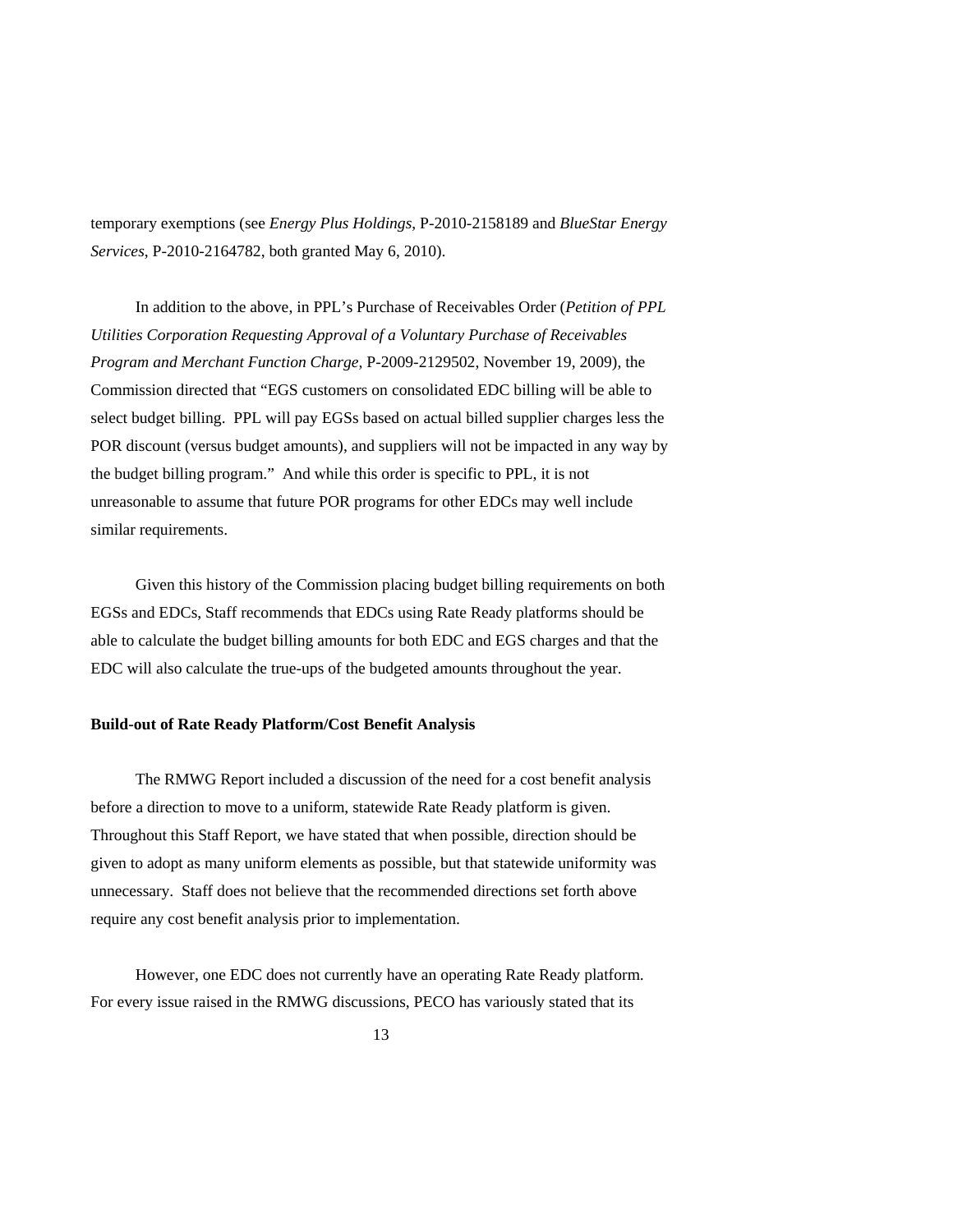temporary exemptions (see *Energy Plus Holdings*, P-2010-2158189 and *BlueStar Energy Services*, P-2010-2164782, both granted May 6, 2010).

In addition to the above, in PPL's Purchase of Receivables Order (*Petition of PPL Utilities Corporation Requesting Approval of a Voluntary Purchase of Receivables Program and Merchant Function Charge*, P-2009-2129502, November 19, 2009), the Commission directed that "EGS customers on consolidated EDC billing will be able to select budget billing. PPL will pay EGSs based on actual billed supplier charges less the POR discount (versus budget amounts), and suppliers will not be impacted in any way by the budget billing program." And while this order is specific to PPL, it is not unreasonable to assume that future POR programs for other EDCs may well include similar requirements.

Given this history of the Commission placing budget billing requirements on both EGSs and EDCs, Staff recommends that EDCs using Rate Ready platforms should be able to calculate the budget billing amounts for both EDC and EGS charges and that the EDC will also calculate the true-ups of the budgeted amounts throughout the year.

**Build-out of Rate Ready Platform/Cost Benefit Analysis**

The RMWG Report included a discussion of the need for a cost benefit analysis before a direction to move to a uniform, statewide Rate Ready platform is given. Throughout this Staff Report, we have stated that when possible, direction should be given to adopt as many uniform elements as possible, but that statewide uniformity was unnecessary. Staff does not believe that the recommended directions set forth above require any cost benefit analysis prior to implementation.

However, one EDC does not currently have an operating Rate Ready platform. For every issue raised in the RMWG discussions, PECO has variously stated that its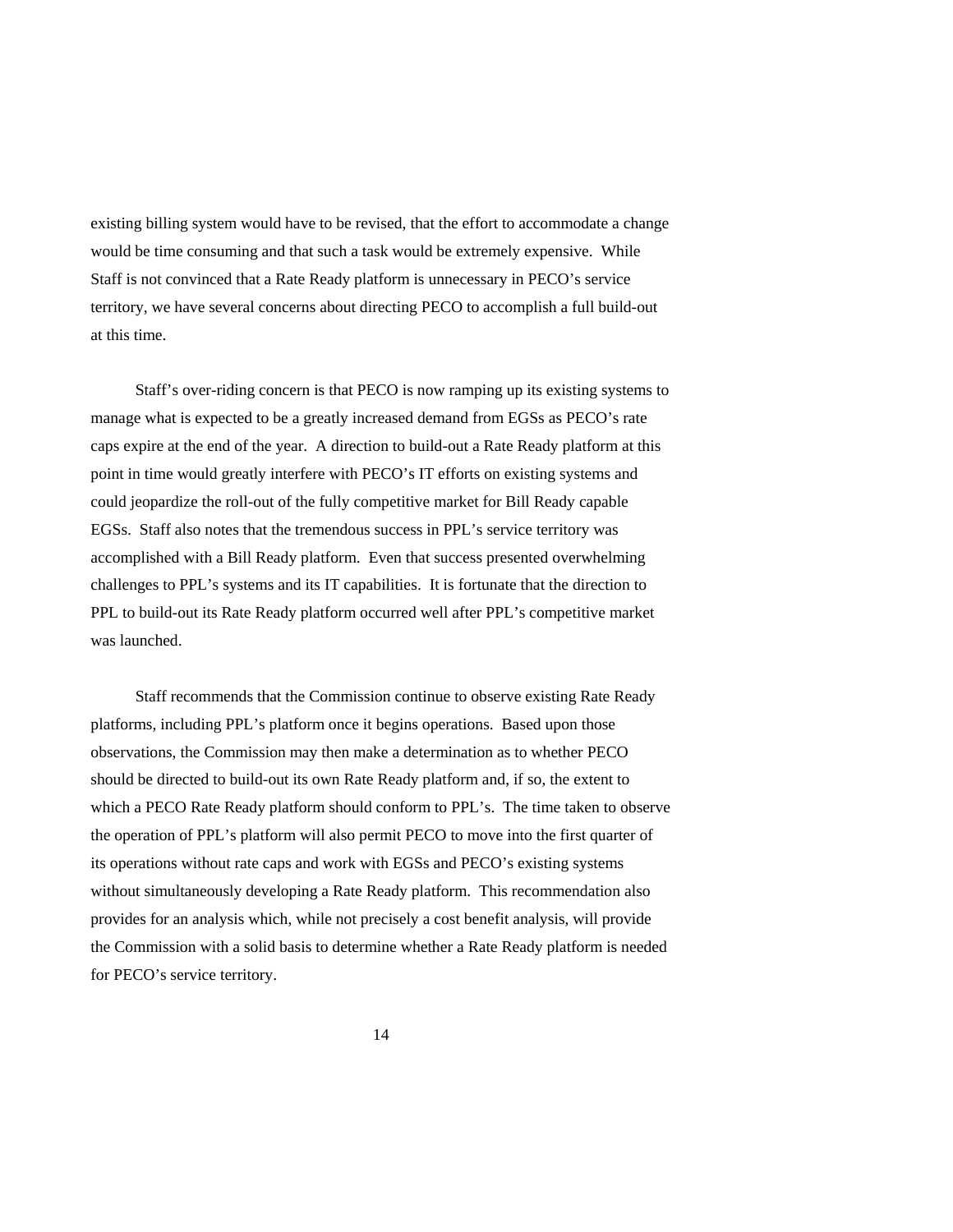existing billing system would have to be revised, that the effort to accommodate a change would be time consuming and that such a task would be extremely expensive. While Staff is not convinced that a Rate Ready platform is unnecessary in PECO's service territory, we have several concerns about directing PECO to accomplish a full build-out at this time.

Staff's over-riding concern is that PECO is now ramping up its existing systems to manage what is expected to be a greatly increased demand from EGSs as PECO's rate caps expire at the end of the year. A direction to build-out a Rate Ready platform at this point in time would greatly interfere with PECO's IT efforts on existing systems and could jeopardize the roll-out of the fully competitive market for Bill Ready capable EGSs. Staff also notes that the tremendous success in PPL's service territory was accomplished with a Bill Ready platform. Even that success presented overwhelming challenges to PPL's systems and its IT capabilities. It is fortunate that the direction to PPL to build-out its Rate Ready platform occurred well after PPL's competitive market was launched.

Staff recommends that the Commission continue to observe existing Rate Ready platforms, including PPL's platform once it begins operations. Based upon those observations, the Commission may then make a determination as to whether PECO should be directed to build-out its own Rate Ready platform and, if so, the extent to which a PECO Rate Ready platform should conform to PPL's. The time taken to observe the operation of PPL's platform will also permit PECO to move into the first quarter of its operations without rate caps and work with EGSs and PECO's existing systems without simultaneously developing a Rate Ready platform. This recommendation also provides for an analysis which, while not precisely a cost benefit analysis, will provide the Commission with a solid basis to determine whether a Rate Ready platform is needed for PECO's service territory.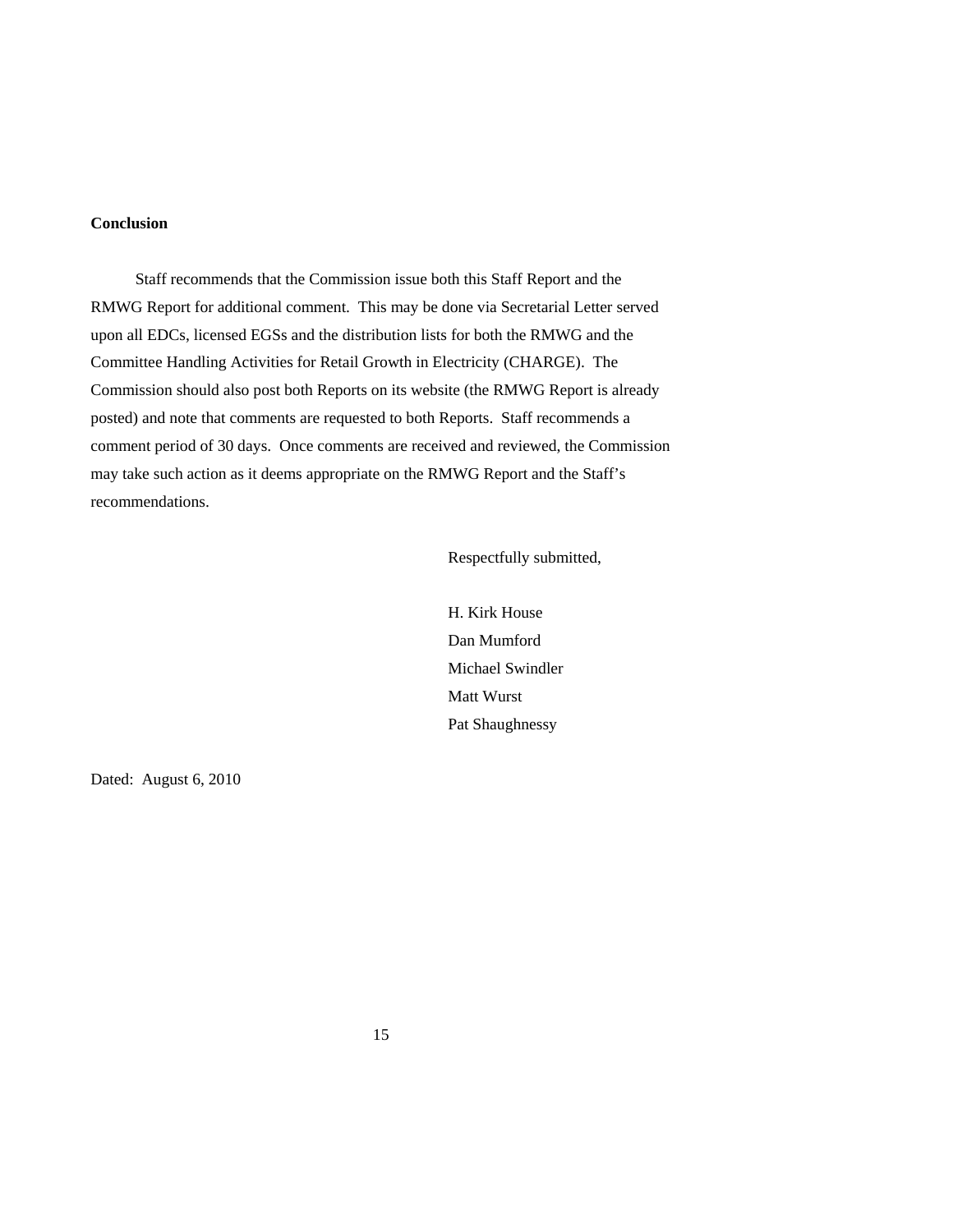**Conclusion**

Staff recommends that the Commission issue both this Staff Report and the RMWG Report for additional comment. This may be done via Secretarial Letter served upon all EDCs, licensed EGSs and the distribution lists for both the RMWG and the Committee Handling Activities for Retail Growth in Electricity (CHARGE). The Commission should also post both Reports on its website (the RMWG Report is already posted) and note that comments are requested to both Reports. Staff recommends a comment period of 30 days. Once comments are received and reviewed, the Commission may take such action as it deems appropriate on the RMWG Report and the Staff's recommendations.

Respectfully submitted,

H. Kirk House
Dan Mumford
Michael Swindler
Matt Wurst
Pat Shaughnessy

Dated: August 6, 2010